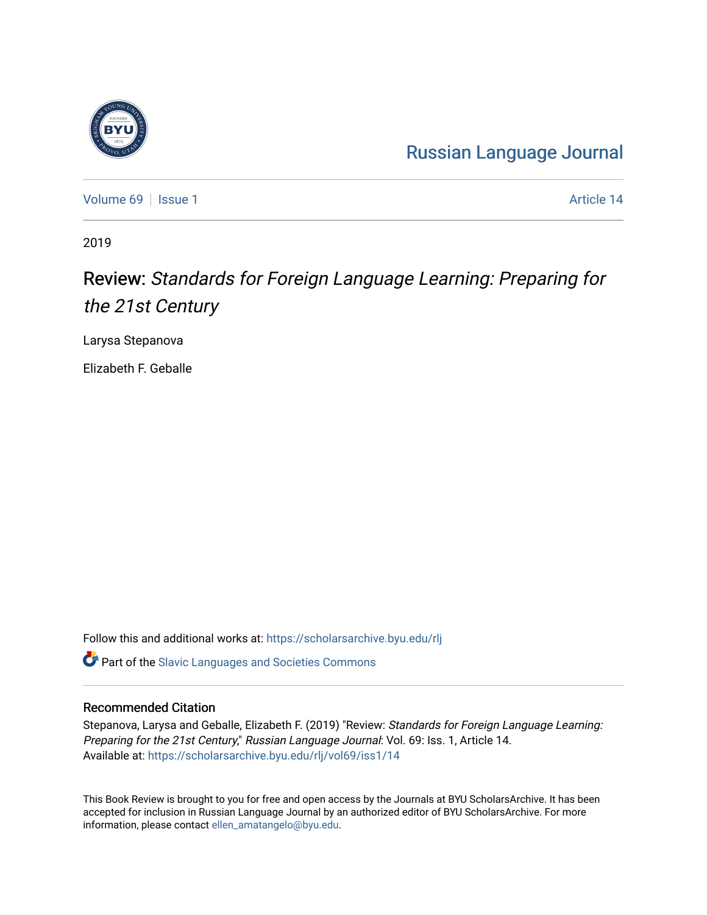Russian Language Journal

Volume 69 | Issue 1 | Article 14

2019

# Review: *Standards for Foreign Language Learning: Preparing for the 21st Century*

Larysa Stepanova

Elizabeth F. Geballe

Follow this and additional works at: https://scholarsarchive.byu.edu/rlj

Part of the Slavic Languages and Societies Commons

## Recommended Citation

Stepanova, Larysa and Geballe, Elizabeth F. (2019) "Review: *Standards for Foreign Language Learning: Preparing for the 21st Century*," *Russian Language Journal*: Vol. 69: Iss. 1, Article 14.
Available at: https://scholarsarchive.byu.edu/rlj/vol69/iss1/14

This Book Review is brought to you for free and open access by the Journals at BYU ScholarsArchive. It has been accepted for inclusion in Russian Language Journal by an authorized editor of BYU ScholarsArchive. For more information, please contact ellen_amatangelo@byu.edu.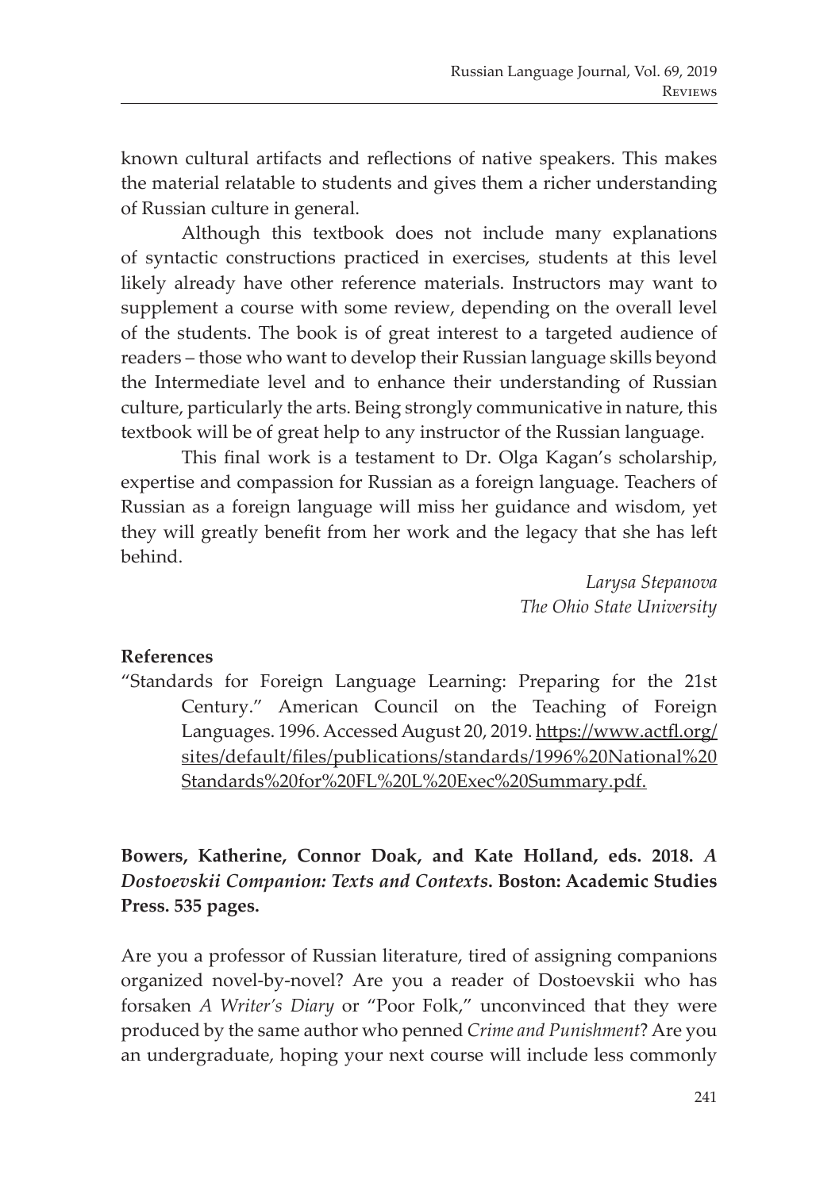known cultural artifacts and reflections of native speakers. This makes the material relatable to students and gives them a richer understanding of Russian culture in general.

Although this textbook does not include many explanations of syntactic constructions practiced in exercises, students at this level likely already have other reference materials. Instructors may want to supplement a course with some review, depending on the overall level of the students. The book is of great interest to a targeted audience of readers – those who want to develop their Russian language skills beyond the Intermediate level and to enhance their understanding of Russian culture, particularly the arts. Being strongly communicative in nature, this textbook will be of great help to any instructor of the Russian language.

This final work is a testament to Dr. Olga Kagan's scholarship, expertise and compassion for Russian as a foreign language. Teachers of Russian as a foreign language will miss her guidance and wisdom, yet they will greatly benefit from her work and the legacy that she has left behind.

*Larysa Stepanova*
*The Ohio State University*

**References**

"Standards for Foreign Language Learning: Preparing for the 21st Century." American Council on the Teaching of Foreign Languages. 1996. Accessed August 20, 2019. https://www.actfl.org/sites/default/files/publications/standards/1996%20National%20Standards%20for%20FL%20L%20Exec%20Summary.pdf.

**Bowers, Katherine, Connor Doak, and Kate Holland, eds. 2018.** ***A Dostoevskii Companion: Texts and Contexts*****. Boston: Academic Studies Press. 535 pages.**

Are you a professor of Russian literature, tired of assigning companions organized novel-by-novel? Are you a reader of Dostoevskii who has forsaken *A Writer's Diary* or "Poor Folk," unconvinced that they were produced by the same author who penned *Crime and Punishment*? Are you an undergraduate, hoping your next course will include less commonly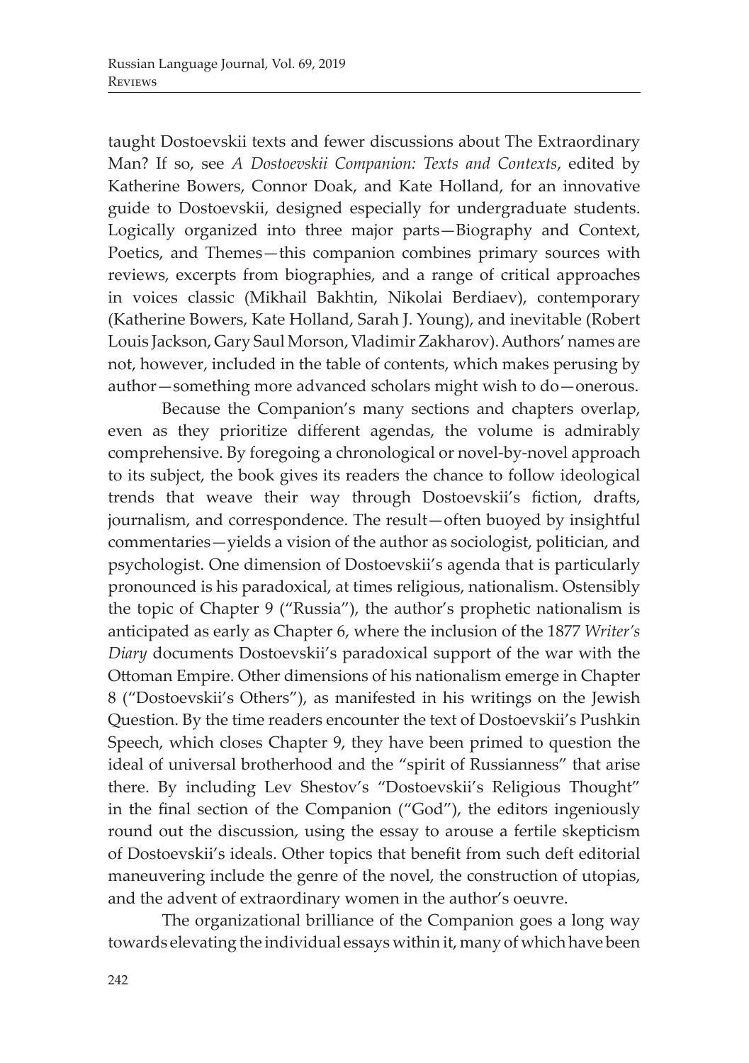taught Dostoevskii texts and fewer discussions about The Extraordinary Man? If so, see *A Dostoevskii Companion: Texts and Contexts*, edited by Katherine Bowers, Connor Doak, and Kate Holland, for an innovative guide to Dostoevskii, designed especially for undergraduate students. Logically organized into three major parts—Biography and Context, Poetics, and Themes—this companion combines primary sources with reviews, excerpts from biographies, and a range of critical approaches in voices classic (Mikhail Bakhtin, Nikolai Berdiaev), contemporary (Katherine Bowers, Kate Holland, Sarah J. Young), and inevitable (Robert Louis Jackson, Gary Saul Morson, Vladimir Zakharov). Authors' names are not, however, included in the table of contents, which makes perusing by author—something more advanced scholars might wish to do—onerous.

Because the Companion's many sections and chapters overlap, even as they prioritize different agendas, the volume is admirably comprehensive. By foregoing a chronological or novel-by-novel approach to its subject, the book gives its readers the chance to follow ideological trends that weave their way through Dostoevskii's fiction, drafts, journalism, and correspondence. The result—often buoyed by insightful commentaries—yields a vision of the author as sociologist, politician, and psychologist. One dimension of Dostoevskii's agenda that is particularly pronounced is his paradoxical, at times religious, nationalism. Ostensibly the topic of Chapter 9 ("Russia"), the author's prophetic nationalism is anticipated as early as Chapter 6, where the inclusion of the 1877 *Writer's Diary* documents Dostoevskii's paradoxical support of the war with the Ottoman Empire. Other dimensions of his nationalism emerge in Chapter 8 ("Dostoevskii's Others"), as manifested in his writings on the Jewish Question. By the time readers encounter the text of Dostoevskii's Pushkin Speech, which closes Chapter 9, they have been primed to question the ideal of universal brotherhood and the "spirit of Russianness" that arise there. By including Lev Shestov's "Dostoevskii's Religious Thought" in the final section of the Companion ("God"), the editors ingeniously round out the discussion, using the essay to arouse a fertile skepticism of Dostoevskii's ideals. Other topics that benefit from such deft editorial maneuvering include the genre of the novel, the construction of utopias, and the advent of extraordinary women in the author's oeuvre.

The organizational brilliance of the Companion goes a long way towards elevating the individual essays within it, many of which have been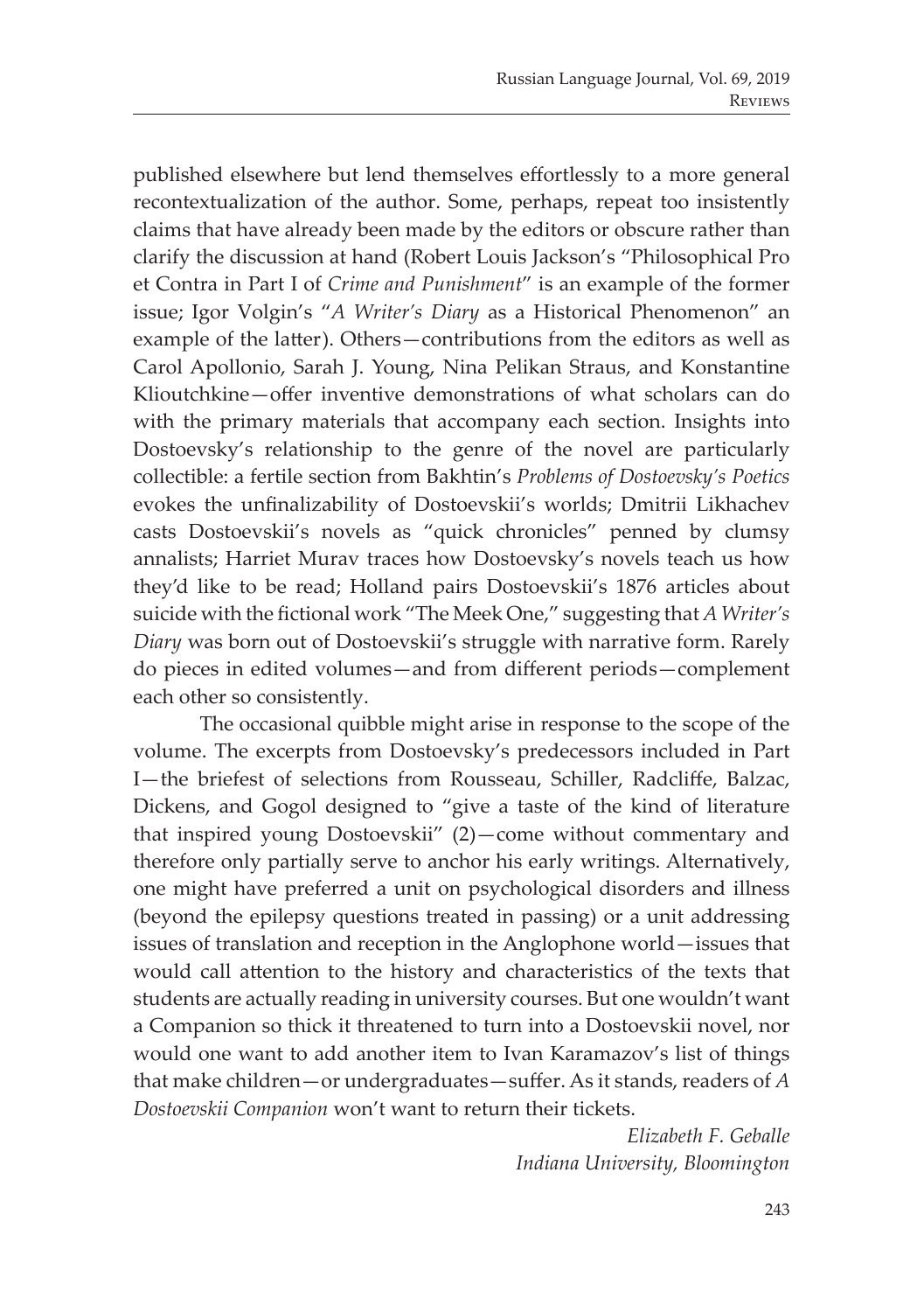published elsewhere but lend themselves effortlessly to a more general recontextualization of the author. Some, perhaps, repeat too insistently claims that have already been made by the editors or obscure rather than clarify the discussion at hand (Robert Louis Jackson's "Philosophical Pro et Contra in Part I of *Crime and Punishment*" is an example of the former issue; Igor Volgin's "*A Writer's Diary* as a Historical Phenomenon" an example of the latter). Others—contributions from the editors as well as Carol Apollonio, Sarah J. Young, Nina Pelikan Straus, and Konstantine Klioutchkine—offer inventive demonstrations of what scholars can do with the primary materials that accompany each section. Insights into Dostoevsky's relationship to the genre of the novel are particularly collectible: a fertile section from Bakhtin's *Problems of Dostoevsky's Poetics* evokes the unfinalizability of Dostoevskii's worlds; Dmitrii Likhachev casts Dostoevskii's novels as "quick chronicles" penned by clumsy annalists; Harriet Murav traces how Dostoevsky's novels teach us how they'd like to be read; Holland pairs Dostoevskii's 1876 articles about suicide with the fictional work "The Meek One," suggesting that *A Writer's Diary* was born out of Dostoevskii's struggle with narrative form. Rarely do pieces in edited volumes—and from different periods—complement each other so consistently.

The occasional quibble might arise in response to the scope of the volume. The excerpts from Dostoevsky's predecessors included in Part I—the briefest of selections from Rousseau, Schiller, Radcliffe, Balzac, Dickens, and Gogol designed to "give a taste of the kind of literature that inspired young Dostoevskii" (2)—come without commentary and therefore only partially serve to anchor his early writings. Alternatively, one might have preferred a unit on psychological disorders and illness (beyond the epilepsy questions treated in passing) or a unit addressing issues of translation and reception in the Anglophone world—issues that would call attention to the history and characteristics of the texts that students are actually reading in university courses. But one wouldn't want a Companion so thick it threatened to turn into a Dostoevskii novel, nor would one want to add another item to Ivan Karamazov's list of things that make children—or undergraduates—suffer. As it stands, readers of *A Dostoevskii Companion* won't want to return their tickets.

*Elizabeth F. Geballe*
*Indiana University, Bloomington*